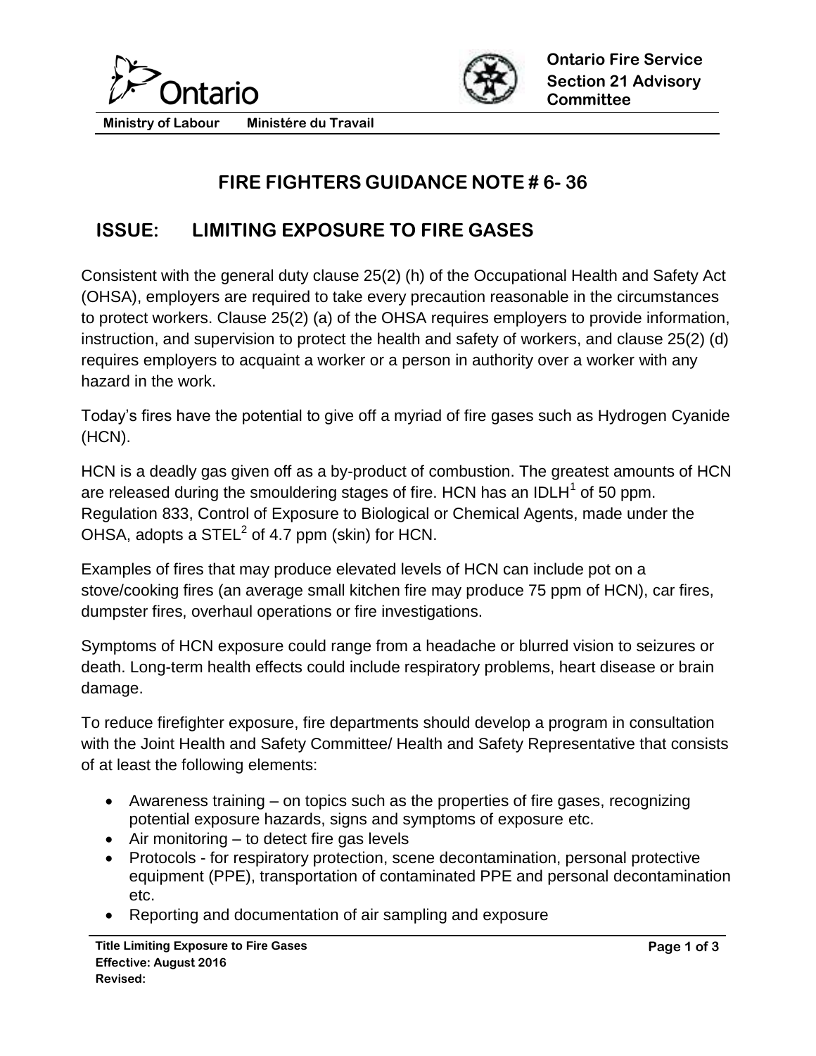Ministry of Labour Ministére du Travail

Ontario Fire Service Section 21 Advisory Committee

# FIRE FIGHTERS GUIDANCE NOTE # 6- 36

## ISSUE: LIMITING EXPOSURE TO FIRE GASES

Consistent with the general duty clause 25(2) (h) of the Occupational Health and Safety Act (OHSA), employers are required to take every precaution reasonable in the circumstances to protect workers. Clause 25(2) (a) of the OHSA requires employers to provide information, instruction, and supervision to protect the health and safety of workers, and clause 25(2) (d) requires employers to acquaint a worker or a person in authority over a worker with any hazard in the work.

Today's fires have the potential to give off a myriad of fire gases such as Hydrogen Cyanide (HCN).

HCN is a deadly gas given off as a by-product of combustion. The greatest amounts of HCN are released during the smouldering stages of fire. HCN has an IDLH[1] of 50 ppm. Regulation 833, Control of Exposure to Biological or Chemical Agents, made under the OHSA, adopts a STEL[2] of 4.7 ppm (skin) for HCN.

Examples of fires that may produce elevated levels of HCN can include pot on a stove/cooking fires (an average small kitchen fire may produce 75 ppm of HCN), car fires, dumpster fires, overhaul operations or fire investigations.

Symptoms of HCN exposure could range from a headache or blurred vision to seizures or death. Long-term health effects could include respiratory problems, heart disease or brain damage.

To reduce firefighter exposure, fire departments should develop a program in consultation with the Joint Health and Safety Committee/ Health and Safety Representative that consists of at least the following elements:

- Awareness training – on topics such as the properties of fire gases, recognizing potential exposure hazards, signs and symptoms of exposure etc.
- Air monitoring – to detect fire gas levels
- Protocols - for respiratory protection, scene decontamination, personal protective equipment (PPE), transportation of contaminated PPE and personal decontamination etc.
- Reporting and documentation of air sampling and exposure

**Title Limiting Exposure to Fire Gases**
**Effective: August 2016**
**Revised:**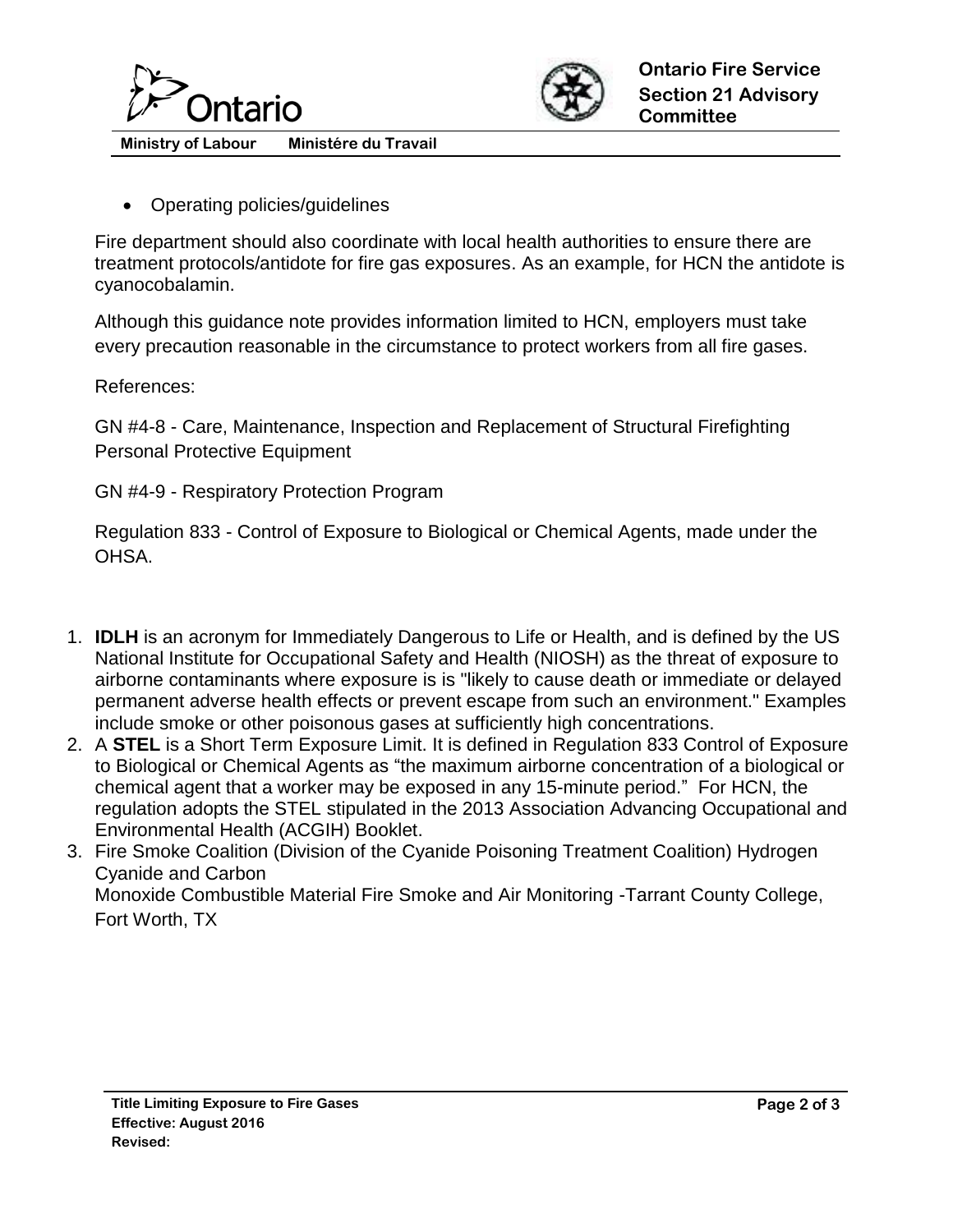- Operating policies/guidelines

Fire department should also coordinate with local health authorities to ensure there are treatment protocols/antidote for fire gas exposures. As an example, for HCN the antidote is cyanocobalamin.

Although this guidance note provides information limited to HCN, employers must take every precaution reasonable in the circumstance to protect workers from all fire gases.

References:

GN #4-8 - Care, Maintenance, Inspection and Replacement of Structural Firefighting Personal Protective Equipment

GN #4-9 - Respiratory Protection Program

Regulation 833 - Control of Exposure to Biological or Chemical Agents, made under the OHSA.

1. **IDLH** is an acronym for Immediately Dangerous to Life or Health, and is defined by the US National Institute for Occupational Safety and Health (NIOSH) as the threat of exposure to airborne contaminants where exposure is is "likely to cause death or immediate or delayed permanent adverse health effects or prevent escape from such an environment." Examples include smoke or other poisonous gases at sufficiently high concentrations.
2. A **STEL** is a Short Term Exposure Limit. It is defined in Regulation 833 Control of Exposure to Biological or Chemical Agents as "the maximum airborne concentration of a biological or chemical agent that a worker may be exposed in any 15-minute period." For HCN, the regulation adopts the STEL stipulated in the 2013 Association Advancing Occupational and Environmental Health (ACGIH) Booklet.
3. Fire Smoke Coalition (Division of the Cyanide Poisoning Treatment Coalition) Hydrogen Cyanide and Carbon Monoxide Combustible Material Fire Smoke and Air Monitoring -Tarrant County College, Fort Worth, TX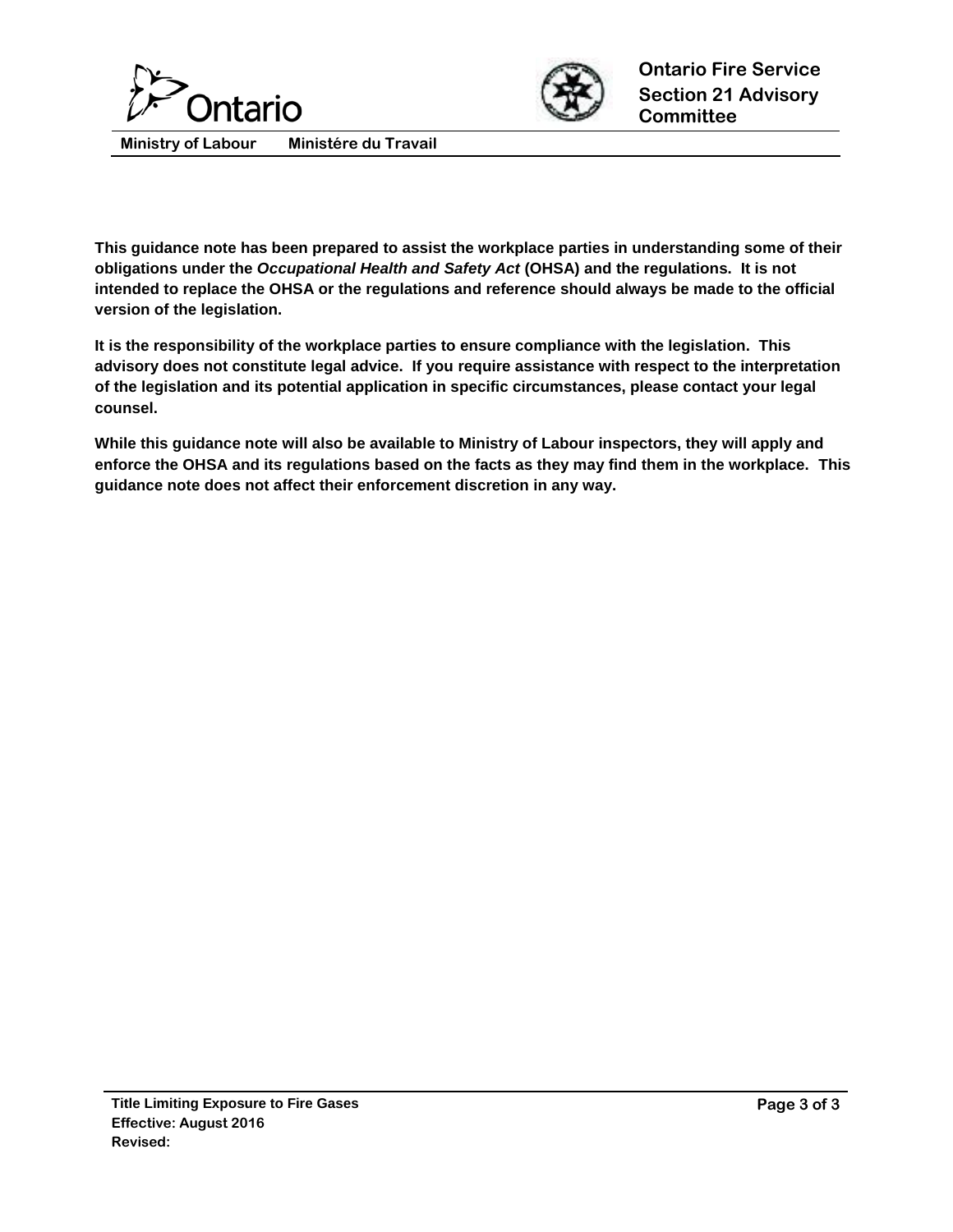**This guidance note has been prepared to assist the workplace parties in understanding some of their obligations under the *Occupational Health and Safety Act* (OHSA) and the regulations. It is not intended to replace the OHSA or the regulations and reference should always be made to the official version of the legislation.**

**It is the responsibility of the workplace parties to ensure compliance with the legislation. This advisory does not constitute legal advice. If you require assistance with respect to the interpretation of the legislation and its potential application in specific circumstances, please contact your legal counsel.**

**While this guidance note will also be available to Ministry of Labour inspectors, they will apply and enforce the OHSA and its regulations based on the facts as they may find them in the workplace. This guidance note does not affect their enforcement discretion in any way.**